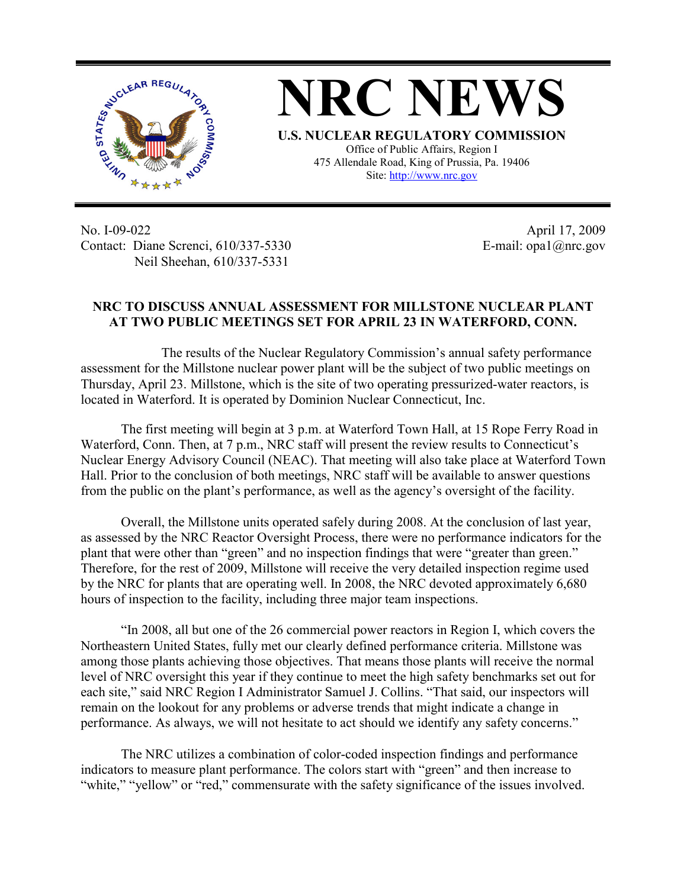# NRC NEWS

**U.S. NUCLEAR REGULATORY COMMISSION**

Office of Public Affairs, Region I
475 Allendale Road, King of Prussia, Pa. 19406
Site: http://www.nrc.gov

No. I-09-022
Contact: Diane Screnci, 610/337-5330
Neil Sheehan, 610/337-5331

April 17, 2009
E-mail: opa1@nrc.gov

## NRC TO DISCUSS ANNUAL ASSESSMENT FOR MILLSTONE NUCLEAR PLANT AT TWO PUBLIC MEETINGS SET FOR APRIL 23 IN WATERFORD, CONN.

The results of the Nuclear Regulatory Commission's annual safety performance assessment for the Millstone nuclear power plant will be the subject of two public meetings on Thursday, April 23. Millstone, which is the site of two operating pressurized-water reactors, is located in Waterford. It is operated by Dominion Nuclear Connecticut, Inc.

The first meeting will begin at 3 p.m. at Waterford Town Hall, at 15 Rope Ferry Road in Waterford, Conn. Then, at 7 p.m., NRC staff will present the review results to Connecticut's Nuclear Energy Advisory Council (NEAC). That meeting will also take place at Waterford Town Hall. Prior to the conclusion of both meetings, NRC staff will be available to answer questions from the public on the plant's performance, as well as the agency's oversight of the facility.

Overall, the Millstone units operated safely during 2008. At the conclusion of last year, as assessed by the NRC Reactor Oversight Process, there were no performance indicators for the plant that were other than "green" and no inspection findings that were "greater than green." Therefore, for the rest of 2009, Millstone will receive the very detailed inspection regime used by the NRC for plants that are operating well. In 2008, the NRC devoted approximately 6,680 hours of inspection to the facility, including three major team inspections.

"In 2008, all but one of the 26 commercial power reactors in Region I, which covers the Northeastern United States, fully met our clearly defined performance criteria. Millstone was among those plants achieving those objectives. That means those plants will receive the normal level of NRC oversight this year if they continue to meet the high safety benchmarks set out for each site," said NRC Region I Administrator Samuel J. Collins. "That said, our inspectors will remain on the lookout for any problems or adverse trends that might indicate a change in performance. As always, we will not hesitate to act should we identify any safety concerns."

The NRC utilizes a combination of color-coded inspection findings and performance indicators to measure plant performance. The colors start with "green" and then increase to "white," "yellow" or "red," commensurate with the safety significance of the issues involved.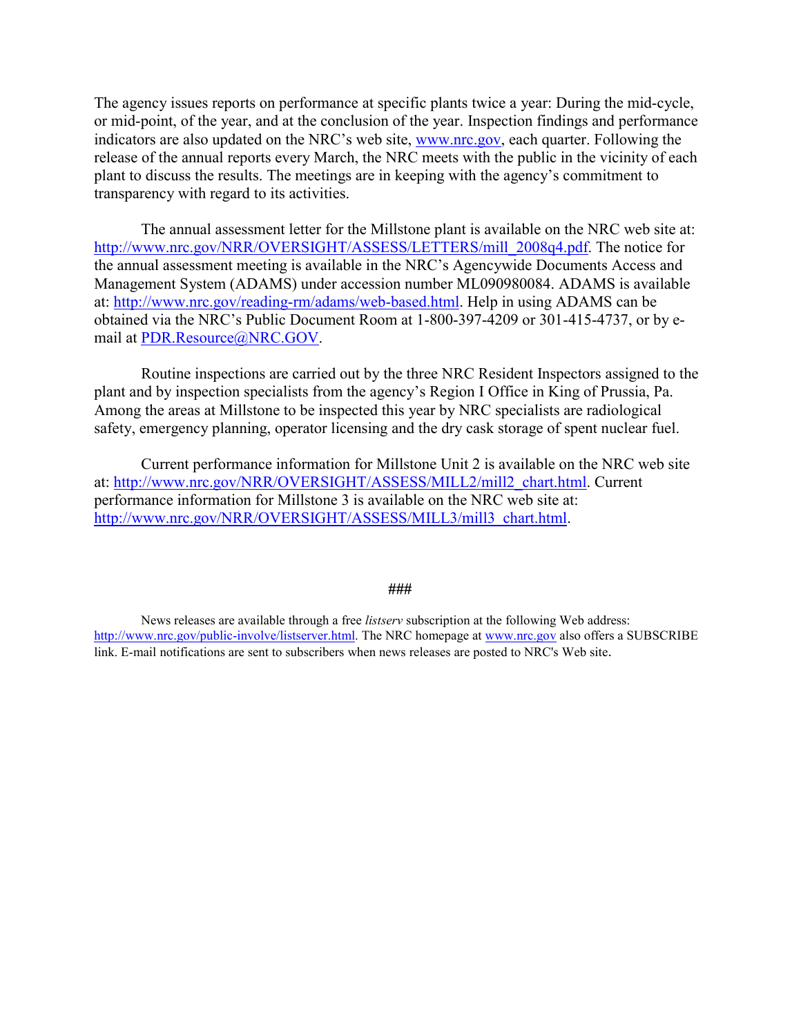The agency issues reports on performance at specific plants twice a year: During the mid-cycle, or mid-point, of the year, and at the conclusion of the year. Inspection findings and performance indicators are also updated on the NRC's web site, www.nrc.gov, each quarter. Following the release of the annual reports every March, the NRC meets with the public in the vicinity of each plant to discuss the results. The meetings are in keeping with the agency's commitment to transparency with regard to its activities.

The annual assessment letter for the Millstone plant is available on the NRC web site at: http://www.nrc.gov/NRR/OVERSIGHT/ASSESS/LETTERS/mill_2008q4.pdf. The notice for the annual assessment meeting is available in the NRC's Agencywide Documents Access and Management System (ADAMS) under accession number ML090980084. ADAMS is available at: http://www.nrc.gov/reading-rm/adams/web-based.html. Help in using ADAMS can be obtained via the NRC's Public Document Room at 1-800-397-4209 or 301-415-4737, or by e-mail at PDR.Resource@NRC.GOV.

Routine inspections are carried out by the three NRC Resident Inspectors assigned to the plant and by inspection specialists from the agency's Region I Office in King of Prussia, Pa. Among the areas at Millstone to be inspected this year by NRC specialists are radiological safety, emergency planning, operator licensing and the dry cask storage of spent nuclear fuel.

Current performance information for Millstone Unit 2 is available on the NRC web site at: http://www.nrc.gov/NRR/OVERSIGHT/ASSESS/MILL2/mill2_chart.html. Current performance information for Millstone 3 is available on the NRC web site at: http://www.nrc.gov/NRR/OVERSIGHT/ASSESS/MILL3/mill3_chart.html.

###

News releases are available through a free *listserv* subscription at the following Web address: http://www.nrc.gov/public-involve/listserver.html. The NRC homepage at www.nrc.gov also offers a SUBSCRIBE link. E-mail notifications are sent to subscribers when news releases are posted to NRC's Web site.